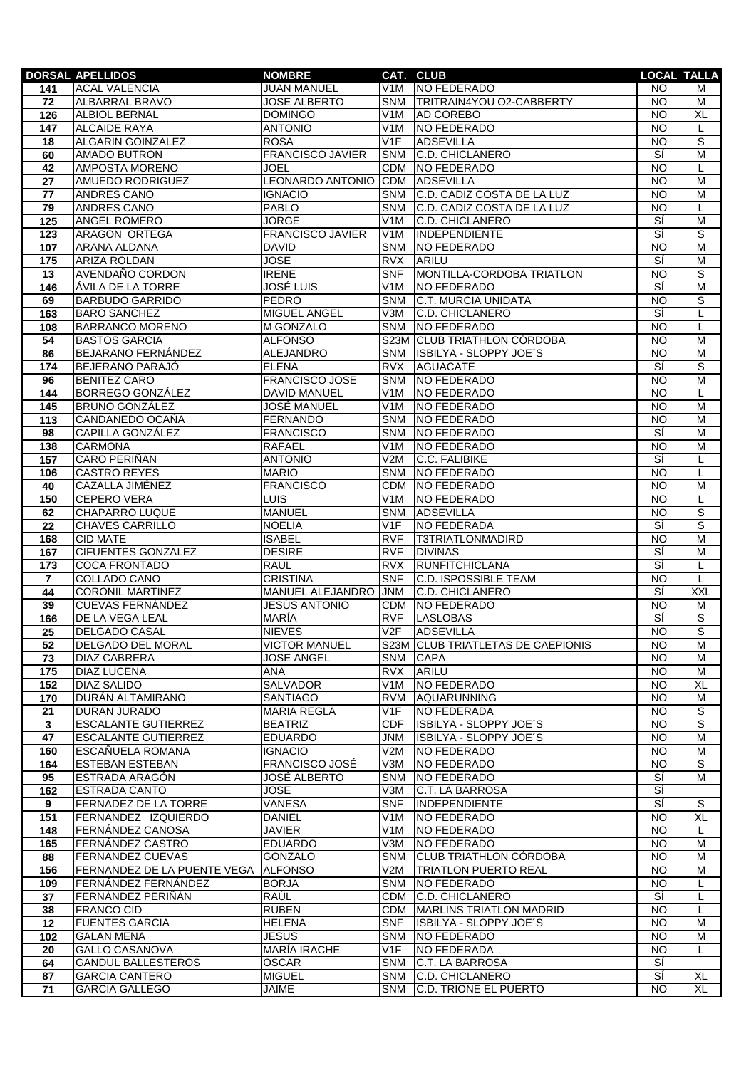| DORSAL | APELLIDOS | NOMBRE | CAT. | CLUB | LOCAL | TALLA |
|---|---|---|---|---|---|---|
| 141 | ACAL VALENCIA | JUAN MANUEL | V1M | NO FEDERADO | NO | M |
| 72 | ALBARRAL BRAVO | JOSE ALBERTO | SNM | TRITRAIN4YOU O2-CABBERTY | NO | M |
| 126 | ALBIOL BERNAL | DOMINGO | V1M | AD COREBO | NO | XL |
| 147 | ALCAIDE RAYA | ANTONIO | V1M | NO FEDERADO | NO | L |
| 18 | ALGARIN GOINZALEZ | ROSA | V1F | ADSEVILLA | NO | S |
| 60 | AMADO BUTRON | FRANCISCO JAVIER | SNM | C.D. CHICLANERO | SÍ | M |
| 42 | AMPOSTA MORENO | JOEL | CDM | NO FEDERADO | NO | L |
| 27 | AMUEDO RODRIGUEZ | LEONARDO ANTONIO | CDM | ADSEVILLA | NO | M |
| 77 | ANDRES CANO | IGNACIO | SNM | C.D. CADIZ COSTA DE LA LUZ | NO | M |
| 79 | ANDRES CANO | PABLO | SNM | C.D. CADIZ COSTA DE LA LUZ | NO | L |
| 125 | ANGEL ROMERO | JORGE | V1M | C.D. CHICLANERO | SÍ | M |
| 123 | ARAGON ORTEGA | FRANCISCO JAVIER | V1M | INDEPENDIENTE | SÍ | S |
| 107 | ARANA ALDANA | DAVID | SNM | NO FEDERADO | NO | M |
| 175 | ARIZA ROLDAN | JOSE | RVX | ARILU | SÍ | M |
| 13 | AVENDAÑO CORDON | IRENE | SNF | MONTILLA-CORDOBA TRIATLON | NO | S |
| 146 | ÁVILA DE LA TORRE | JOSÉ LUIS | V1M | NO FEDERADO | SÍ | M |
| 69 | BARBUDO GARRIDO | PEDRO | SNM | C.T. MURCIA UNIDATA | NO | S |
| 163 | BARO SANCHEZ | MIGUEL ANGEL | V3M | C.D. CHICLANERO | SÍ | L |
| 108 | BARRANCO MORENO | M GONZALO | SNM | NO FEDERADO | NO | L |
| 54 | BASTOS GARCIA | ALFONSO | S23M | CLUB TRIATHLON CÓRDOBA | NO | M |
| 86 | BEJARANO FERNÁNDEZ | ALEJANDRO | SNM | ISBILYA - SLOPPY JOE´S | NO | M |
| 174 | BEJERANO PARAJÓ | ELENA | RVX | AGUACATE | SÍ | S |
| 96 | BENITEZ CARO | FRANCISCO JOSE | SNM | NO FEDERADO | NO | M |
| 144 | BORREGO GONZÁLEZ | DAVID MANUEL | V1M | NO FEDERADO | NO | L |
| 145 | BRUNO GONZÁLEZ | JOSÉ MANUEL | V1M | NO FEDERADO | NO | M |
| 113 | CANDANEDO OCAÑA | FERNANDO | SNM | NO FEDERADO | NO | M |
| 98 | CAPILLA GONZÁLEZ | FRANCISCO | SNM | NO FEDERADO | SÍ | M |
| 138 | CARMONA | RAFAEL | V1M | NO FEDERADO | NO | M |
| 157 | CARO PERIÑAN | ANTONIO | V2M | C.C. FALIBIKE | SÍ | L |
| 106 | CASTRO REYES | MARIO | SNM | NO FEDERADO | NO | L |
| 40 | CAZALLA JIMÉNEZ | FRANCISCO | CDM | NO FEDERADO | NO | M |
| 150 | CEPERO VERA | LUIS | V1M | NO FEDERADO | NO | L |
| 62 | CHAPARRO LUQUE | MANUEL | SNM | ADSEVILLA | NO | S |
| 22 | CHAVES CARRILLO | NOELIA | V1F | NO FEDERADA | SÍ | S |
| 168 | CID MATE | ISABEL | RVF | T3TRIATLONMADIRD | NO | M |
| 167 | CIFUENTES GONZALEZ | DESIRE | RVF | DIVINAS | SÍ | M |
| 173 | COCA FRONTADO | RAUL | RVX | RUNFITCHICLANA | SÍ | L |
| 7 | COLLADO CANO | CRISTINA | SNF | C.D. ISPOSSIBLE TEAM | NO | L |
| 44 | CORONIL MARTINEZ | MANUEL ALEJANDRO | JNM | C.D. CHICLANERO | SÍ | XXL |
| 39 | CUEVAS FERNÁNDEZ | JESÚS ANTONIO | CDM | NO FEDERADO | NO | M |
| 166 | DE LA VEGA LEAL | MARÍA | RVF | LASLOBAS | SÍ | S |
| 25 | DELGADO CASAL | NIEVES | V2F | ADSEVILLA | NO | S |
| 52 | DELGADO DEL MORAL | VICTOR MANUEL | S23M | CLUB TRIATLETAS DE CAEPIONIS | NO | M |
| 73 | DIAZ CABRERA | JOSE ANGEL | SNM | CAPA | NO | M |
| 175 | DIAZ LUCENA | ANA | RVX | ARILU | NO | M |
| 152 | DIAZ SALIDO | SALVADOR | V1M | NO FEDERADO | NO | XL |
| 170 | DURÁN ALTAMIRANO | SANTIAGO | RVM | AQUARUNNING | NO | M |
| 21 | DURAN JURADO | MARIA REGLA | V1F | NO FEDERADA | NO | S |
| 3 | ESCALANTE GUTIERREZ | BEATRIZ | CDF | ISBILYA - SLOPPY JOE´S | NO | S |
| 47 | ESCALANTE GUTIERREZ | EDUARDO | JNM | ISBILYA - SLOPPY JOE´S | NO | M |
| 160 | ESCAÑUELA ROMANA | IGNACIO | V2M | NO FEDERADO | NO | M |
| 164 | ESTEBAN ESTEBAN | FRANCISCO JOSÉ | V3M | NO FEDERADO | NO | S |
| 95 | ESTRADA ARAGÓN | JOSÉ ALBERTO | SNM | NO FEDERADO | SÍ | M |
| 162 | ESTRADA CANTO | JOSE | V3M | C.T. LA BARROSA | SÍ | |
| 9 | FERNADEZ DE LA TORRE | VANESA | SNF | INDEPENDIENTE | SÍ | S |
| 151 | FERNANDEZ IZQUIERDO | DANIEL | V1M | NO FEDERADO | NO | XL |
| 148 | FERNÁNDEZ CANOSA | JAVIER | V1M | NO FEDERADO | NO | L |
| 165 | FERNÁNDEZ CASTRO | EDUARDO | V3M | NO FEDERADO | NO | M |
| 88 | FERNANDEZ CUEVAS | GONZALO | SNM | CLUB TRIATHLON CÓRDOBA | NO | M |
| 156 | FERNANDEZ DE LA PUENTE VEGA | ALFONSO | V2M | TRIATLON PUERTO REAL | NO | M |
| 109 | FERNÁNDEZ FERNÁNDEZ | BORJA | SNM | NO FEDERADO | NO | L |
| 37 | FERNÁNDEZ PERIÑÁN | RAÚL | CDM | C.D. CHICLANERO | SÍ | L |
| 38 | FRANCO CID | RUBEN | CDM | MARLINS TRIATLON MADRID | NO | L |
| 12 | FUENTES GARCIA | HELENA | SNF | ISBILYA - SLOPPY JOE´S | NO | M |
| 102 | GALAN MENA | JESUS | SNM | NO FEDERADO | NO | M |
| 20 | GALLO CASANOVA | MARÍA IRACHE | V1F | NO FEDERADA | NO | L |
| 64 | GANDUL BALLESTEROS | OSCAR | SNM | C.T. LA BARROSA | SÍ | |
| 87 | GARCIA CANTERO | MIGUEL | SNM | C.D. CHICLANERO | SÍ | XL |
| 71 | GARCIA GALLEGO | JAIME | SNM | C.D. TRIONE EL PUERTO | NO | XL |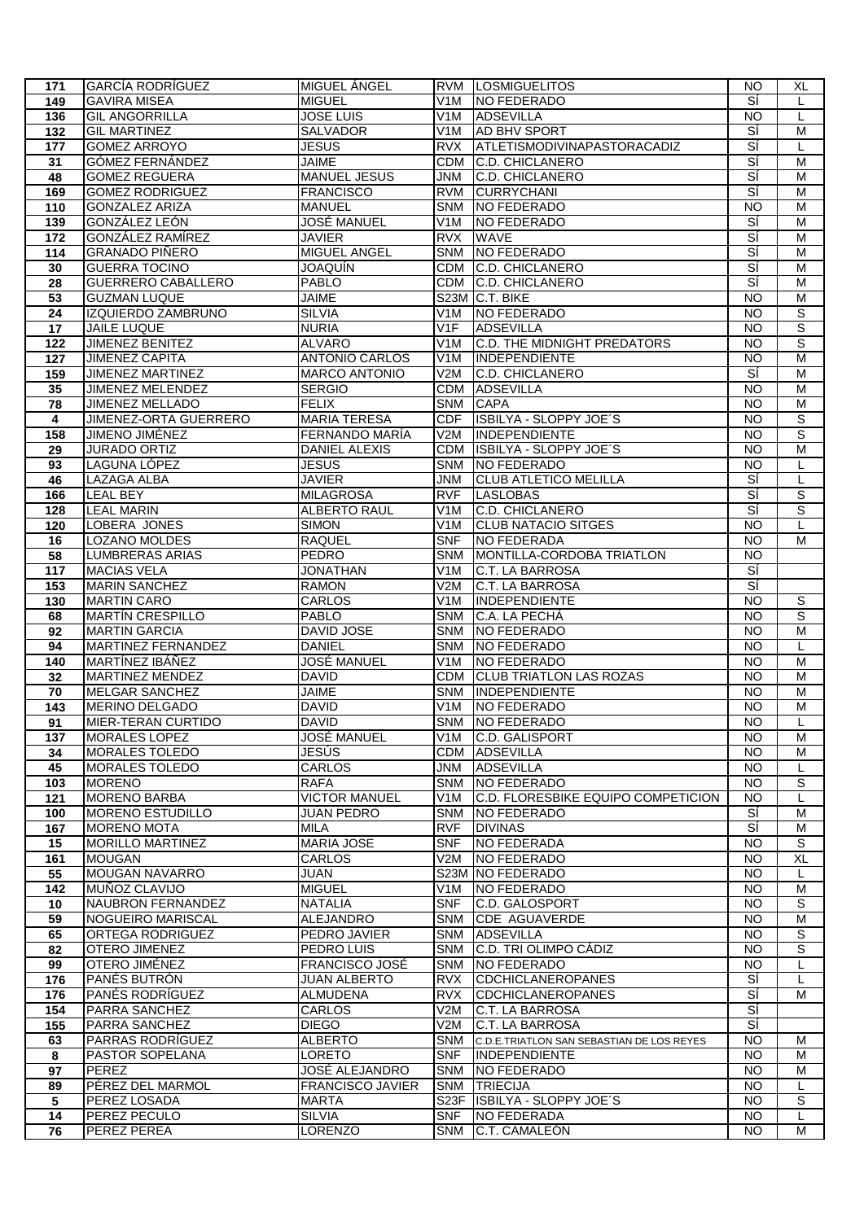| 171 | GARCÍA RODRÍGUEZ | MIGUEL ÁNGEL | RVM | LOSMIGUELITOS | NO | XL |
|---|---|---|---|---|---|---|
| 149 | GAVIRA MISEA | MIGUEL | V1M | NO FEDERADO | SÍ | L |
| 136 | GIL ANGORRILLA | JOSE LUIS | V1M | ADSEVILLA | NO | L |
| 132 | GIL MARTINEZ | SALVADOR | V1M | AD BHV SPORT | SÍ | M |
| 177 | GOMEZ ARROYO | JESUS | RVX | ATLETISMODIVINAPASTORACADIZ | SÍ | L |
| 31 | GÓMEZ FERNÁNDEZ | JAIME | CDM | C.D. CHICLANERO | SÍ | M |
| 48 | GOMEZ REGUERA | MANUEL JESUS | JNM | C.D. CHICLANERO | SÍ | M |
| 169 | GOMEZ RODRIGUEZ | FRANCISCO | RVM | CURRYCHANI | SÍ | M |
| 110 | GONZALEZ ARIZA | MANUEL | SNM | NO FEDERADO | NO | M |
| 139 | GONZÁLEZ LEÓN | JOSÉ MANUEL | V1M | NO FEDERADO | SÍ | M |
| 172 | GONZÁLEZ RAMÍREZ | JAVIER | RVX | WAVE | SÍ | M |
| 114 | GRANADO PIÑERO | MIGUEL ANGEL | SNM | NO FEDERADO | SÍ | M |
| 30 | GUERRA TOCINO | JOAQUÍN | CDM | C.D. CHICLANERO | SÍ | M |
| 28 | GUERRERO CABALLERO | PABLO | CDM | C.D. CHICLANERO | SÍ | M |
| 53 | GUZMAN LUQUE | JAIME | S23M | C.T. BIKE | NO | M |
| 24 | IZQUIERDO ZAMBRUNO | SILVIA | V1M | NO FEDERADO | NO | S |
| 17 | JAILE LUQUE | NURIA | V1F | ADSEVILLA | NO | S |
| 122 | JIMENEZ BENITEZ | ALVARO | V1M | C.D. THE MIDNIGHT PREDATORS | NO | S |
| 127 | JIMENEZ CAPITA | ANTONIO CARLOS | V1M | INDEPENDIENTE | NO | M |
| 159 | JIMENEZ MARTINEZ | MARCO ANTONIO | V2M | C.D. CHICLANERO | SÍ | M |
| 35 | JIMENEZ MELENDEZ | SERGIO | CDM | ADSEVILLA | NO | M |
| 78 | JIMENEZ MELLADO | FELIX | SNM | CAPA | NO | M |
| 4 | JIMENEZ-ORTA GUERRERO | MARIA TERESA | CDF | ISBILYA - SLOPPY JOE´S | NO | S |
| 158 | JIMENO JIMÉNEZ | FERNANDO MARÍA | V2M | INDEPENDIENTE | NO | S |
| 29 | JURADO ORTIZ | DANIEL ALEXIS | CDM | ISBILYA - SLOPPY JOE´S | NO | M |
| 93 | LAGUNA LÓPEZ | JESUS | SNM | NO FEDERADO | NO | L |
| 46 | LAZAGA ALBA | JAVIER | JNM | CLUB ATLETICO MELILLA | SÍ | L |
| 166 | LEAL BEY | MILAGROSA | RVF | LASLOBAS | SÍ | S |
| 128 | LEAL MARIN | ALBERTO RAUL | V1M | C.D. CHICLANERO | SÍ | S |
| 120 | LOBERA JONES | SIMON | V1M | CLUB NATACIO SITGES | NO | L |
| 16 | LOZANO MOLDES | RAQUEL | SNF | NO FEDERADA | NO | M |
| 58 | LUMBRERAS ARIAS | PEDRO | SNM | MONTILLA-CORDOBA TRIATLON | NO | |
| 117 | MACIAS VELA | JONATHAN | V1M | C.T. LA BARROSA | SÍ | |
| 153 | MARIN SANCHEZ | RAMON | V2M | C.T. LA BARROSA | SÍ | |
| 130 | MARTIN CARO | CARLOS | V1M | INDEPENDIENTE | NO | S |
| 68 | MARTÍN CRESPILLO | PABLO | SNM | C.A. LA PECHÁ | NO | S |
| 92 | MARTIN GARCIA | DAVID JOSE | SNM | NO FEDERADO | NO | M |
| 94 | MARTINEZ FERNANDEZ | DANIEL | SNM | NO FEDERADO | NO | L |
| 140 | MARTÍNEZ IBÁÑEZ | JOSÉ MANUEL | V1M | NO FEDERADO | NO | M |
| 32 | MARTINEZ MENDEZ | DAVID | CDM | CLUB TRIATLON LAS ROZAS | NO | M |
| 70 | MELGAR SANCHEZ | JAIME | SNM | INDEPENDIENTE | NO | M |
| 143 | MERINO DELGADO | DAVID | V1M | NO FEDERADO | NO | M |
| 91 | MIER-TERAN CURTIDO | DAVID | SNM | NO FEDERADO | NO | L |
| 137 | MORALES LOPEZ | JOSÉ MANUEL | V1M | C.D. GALISPORT | NO | M |
| 34 | MORALES TOLEDO | JESÚS | CDM | ADSEVILLA | NO | M |
| 45 | MORALES TOLEDO | CARLOS | JNM | ADSEVILLA | NO | L |
| 103 | MORENO | RAFA | SNM | NO FEDERADO | NO | S |
| 121 | MORENO BARBA | VICTOR MANUEL | V1M | C.D. FLORESBIKE EQUIPO COMPETICION | NO | L |
| 100 | MORENO ESTUDILLO | JUAN PEDRO | SNM | NO FEDERADO | SÍ | M |
| 167 | MORENO MOTA | MILA | RVF | DIVINAS | SÍ | M |
| 15 | MORILLO MARTINEZ | MARIA JOSE | SNF | NO FEDERADA | NO | S |
| 161 | MOUGAN | CARLOS | V2M | NO FEDERADO | NO | XL |
| 55 | MOUGAN NAVARRO | JUAN | S23M | NO FEDERADO | NO | L |
| 142 | MUÑOZ CLAVIJO | MIGUEL | V1M | NO FEDERADO | NO | M |
| 10 | NAUBRON FERNANDEZ | NATALIA | SNF | C.D. GALOSPORT | NO | S |
| 59 | NOGUEIRO MARISCAL | ALEJANDRO | SNM | CDE AGUAVERDE | NO | M |
| 65 | ORTEGA RODRIGUEZ | PEDRO JAVIER | SNM | ADSEVILLA | NO | S |
| 82 | OTERO JIMENEZ | PEDRO LUIS | SNM | C.D. TRI OLIMPO CÁDIZ | NO | S |
| 99 | OTERO JIMÉNEZ | FRANCISCO JOSÉ | SNM | NO FEDERADO | NO | L |
| 176 | PANÉS BUTRÓN | JUAN ALBERTO | RVX | CDCHICLANEROPANES | SÍ | L |
| 176 | PANÉS RODRÍGUEZ | ALMUDENA | RVX | CDCHICLANEROPANES | SÍ | M |
| 154 | PARRA SANCHEZ | CARLOS | V2M | C.T. LA BARROSA | SÍ | |
| 155 | PARRA SANCHEZ | DIEGO | V2M | C.T. LA BARROSA | SÍ | |
| 63 | PARRAS RODRÍGUEZ | ALBERTO | SNM | C.D.E.TRIATLON SAN SEBASTIAN DE LOS REYES | NO | M |
| 8 | PASTOR SOPELANA | LORETO | SNF | INDEPENDIENTE | NO | M |
| 97 | PEREZ | JOSÉ ALEJANDRO | SNM | NO FEDERADO | NO | M |
| 89 | PÉREZ DEL MARMOL | FRANCISCO JAVIER | SNM | TRIECIJA | NO | L |
| 5 | PEREZ LOSADA | MARTA | S23F | ISBILYA - SLOPPY JOE´S | NO | S |
| 14 | PEREZ PECULO | SILVIA | SNF | NO FEDERADA | NO | L |
| 76 | PEREZ PEREA | LORENZO | SNM | C.T. CAMALEÓN | NO | M |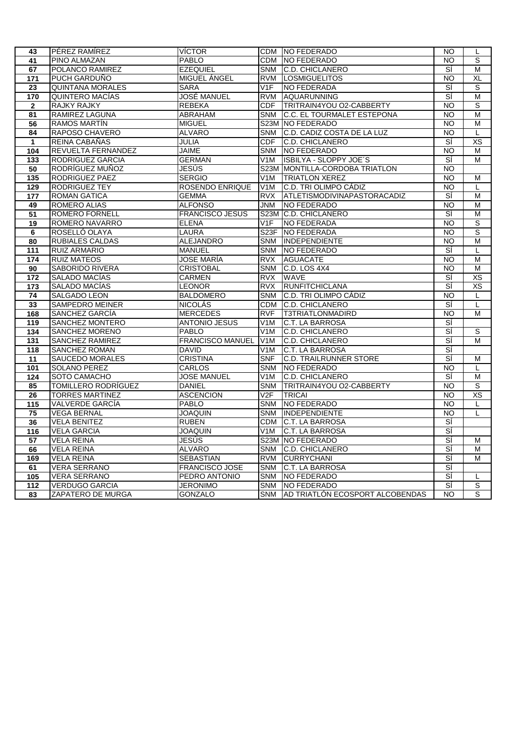| | | | | | | |
|---|---|---|---|---|---|---|
| 43 | PÉREZ RAMÍREZ | VÍCTOR | CDM | NO FEDERADO | NO | L |
| 41 | PINO ALMAZAN | PABLO | CDM | NO FEDERADO | NO | S |
| 67 | POLANCO RAMIREZ | EZEQUIEL | SNM | C.D. CHICLANERO | SÍ | M |
| 171 | PUCH GARDUÑO | MIGUEL ÁNGEL | RVM | LOSMIGUELITOS | NO | XL |
| 23 | QUINTANA MORALES | SARA | V1F | NO FEDERADA | SÍ | S |
| 170 | QUINTERO MACÍAS | JOSÉ MANUEL | RVM | AQUARUNNING | SÍ | M |
| 2 | RAJKY RAJKY | REBEKA | CDF | TRITRAIN4YOU O2-CABBERTY | NO | S |
| 81 | RAMIREZ LAGUNA | ABRAHAM | SNM | C.C. EL TOURMALET ESTEPONA | NO | M |
| 56 | RAMOS MARTÍN | MIGUEL | S23M | NO FEDERADO | NO | M |
| 84 | RAPOSO CHAVERO | ALVARO | SNM | C.D. CADIZ COSTA DE LA LUZ | NO | L |
| 1 | REINA CABAÑAS | JULIA | CDF | C.D. CHICLANERO | SÍ | XS |
| 104 | REVUELTA FERNANDEZ | JAIME | SNM | NO FEDERADO | NO | M |
| 133 | RODRIGUEZ GARCIA | GERMAN | V1M | ISBILYA - SLOPPY JOE´S | SÍ | M |
| 50 | RODRÍGUEZ MUÑOZ | JESÚS | S23M | MONTILLA-CORDOBA TRIATLON | NO | |
| 135 | RODRIGUEZ PAEZ | SERGIO | V1M | TRIATLON XEREZ | NO | M |
| 129 | RODRIGUEZ TEY | ROSENDO ENRIQUE | V1M | C.D. TRI OLIMPO CÁDIZ | NO | L |
| 177 | ROMAN GATICA | GEMMA | RVX | ATLETISMODIVINAPASTORACADIZ | SÍ | M |
| 49 | ROMERO ALIAS | ALFONSO | JNM | NO FEDERADO | NO | M |
| 51 | ROMERO FORNELL | FRANCISCO JESUS | S23M | C.D. CHICLANERO | SÍ | M |
| 19 | ROMERO NAVARRO | ELENA | V1F | NO FEDERADA | NO | S |
| 6 | ROSELLÓ OLAYA | LAURA | S23F | NO FEDERADA | NO | S |
| 80 | RUBIALES CALDAS | ALEJANDRO | SNM | INDEPENDIENTE | NO | M |
| 111 | RUIZ ARMARIO | MANUEL | SNM | NO FEDERADO | SÍ | L |
| 174 | RUIZ MATEOS | JOSE MARÍA | RVX | AGUACATE | NO | M |
| 90 | SABORIDO RIVERA | CRISTOBAL | SNM | C.D. LOS 4X4 | NO | M |
| 172 | SALADO MACÍAS | CARMEN | RVX | WAVE | SÍ | XS |
| 173 | SALADO MACÍAS | LEONOR | RVX | RUNFITCHICLANA | SÍ | XS |
| 74 | SALGADO LEON | BALDOMERO | SNM | C.D. TRI OLIMPO CÁDIZ | NO | L |
| 33 | SAMPEDRO MEINER | NICOLÁS | CDM | C.D. CHICLANERO | SÍ | L |
| 168 | SANCHEZ GARCÍA | MERCEDES | RVF | T3TRIATLONMADIRD | NO | M |
| 119 | SANCHEZ MONTERO | ANTONIO JESUS | V1M | C.T. LA BARROSA | SÍ | |
| 134 | SANCHEZ MORENO | PABLO | V1M | C.D. CHICLANERO | SÍ | S |
| 131 | SANCHEZ RAMIREZ | FRANCISCO MANUEL | V1M | C.D. CHICLANERO | SÍ | M |
| 118 | SANCHEZ ROMAN | DAVID | V1M | C.T. LA BARROSA | SÍ | |
| 11 | SAUCEDO MORALES | CRISTINA | SNF | C.D. TRAILRUNNER STORE | SÍ | M |
| 101 | SOLANO PEREZ | CARLOS | SNM | NO FEDERADO | NO | L |
| 124 | SOTO CAMACHO | JOSE MANUEL | V1M | C.D. CHICLANERO | SÍ | M |
| 85 | TOMILLERO RODRÍGUEZ | DANIEL | SNM | TRITRAIN4YOU O2-CABBERTY | NO | S |
| 26 | TORRES MARTINEZ | ASCENCION | V2F | TRICAI | NO | XS |
| 115 | VALVERDE GARCÍA | PABLO | SNM | NO FEDERADO | NO | L |
| 75 | VEGA BERNAL | JOAQUIN | SNM | INDEPENDIENTE | NO | L |
| 36 | VELA BENITEZ | RUBEN | CDM | C.T. LA BARROSA | SÍ | |
| 116 | VELA GARCIA | JOAQUIN | V1M | C.T. LA BARROSA | SÍ | |
| 57 | VELA REINA | JESÚS | S23M | NO FEDERADO | SÍ | M |
| 66 | VELA REINA | ALVARO | SNM | C.D. CHICLANERO | SÍ | M |
| 169 | VELA REINA | SEBASTIAN | RVM | CURRYCHANI | SÍ | M |
| 61 | VERA SERRANO | FRANCISCO JOSE | SNM | C.T. LA BARROSA | SÍ | |
| 105 | VERA SERRANO | PEDRO ANTONIO | SNM | NO FEDERADO | SÍ | L |
| 112 | VERDUGO GARCIA | JERONIMO | SNM | NO FEDERADO | SÍ | S |
| 83 | ZAPATERO DE MURGA | GONZALO | SNM | AD TRIATLÓN ECOSPORT ALCOBENDAS | NO | S |